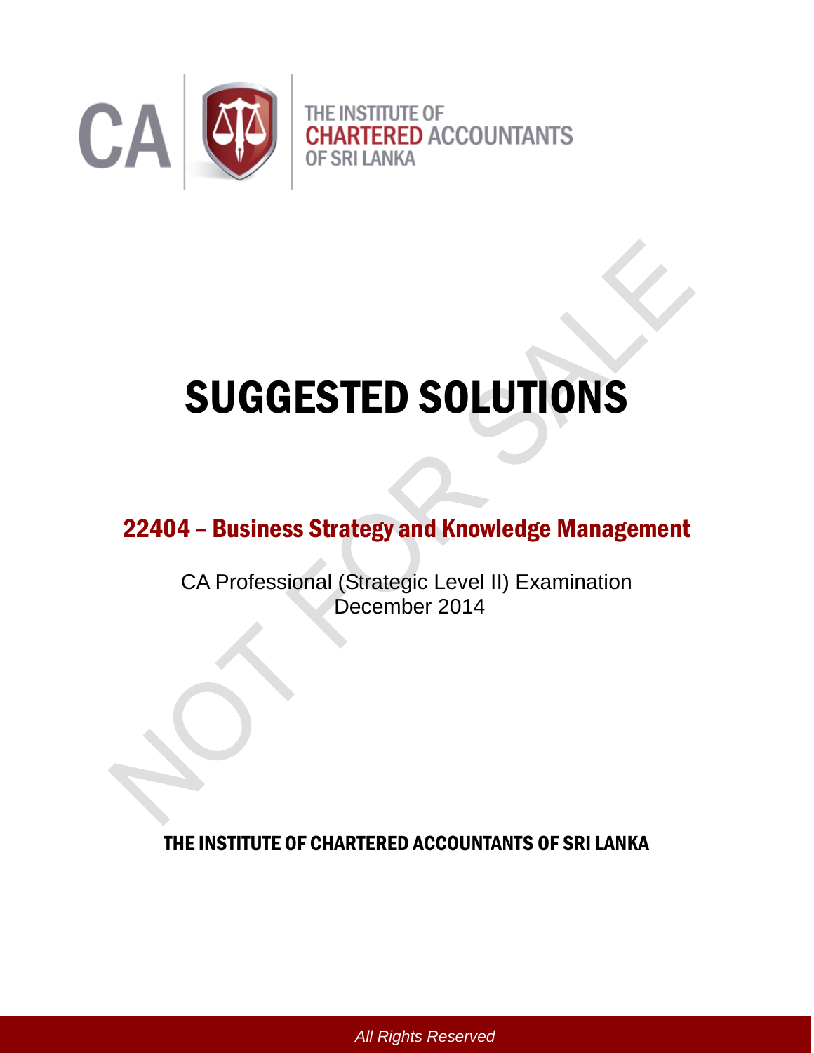CA

THE INSTITUTE OF
CHARTERED ACCOUNTANTS
OF SRI LANKA

# SUGGESTED SOLUTIONS

## 22404 – Business Strategy and Knowledge Management

CA Professional (Strategic Level II) Examination
December 2014

THE INSTITUTE OF CHARTERED ACCOUNTANTS OF SRI LANKA

*All Rights Reserved*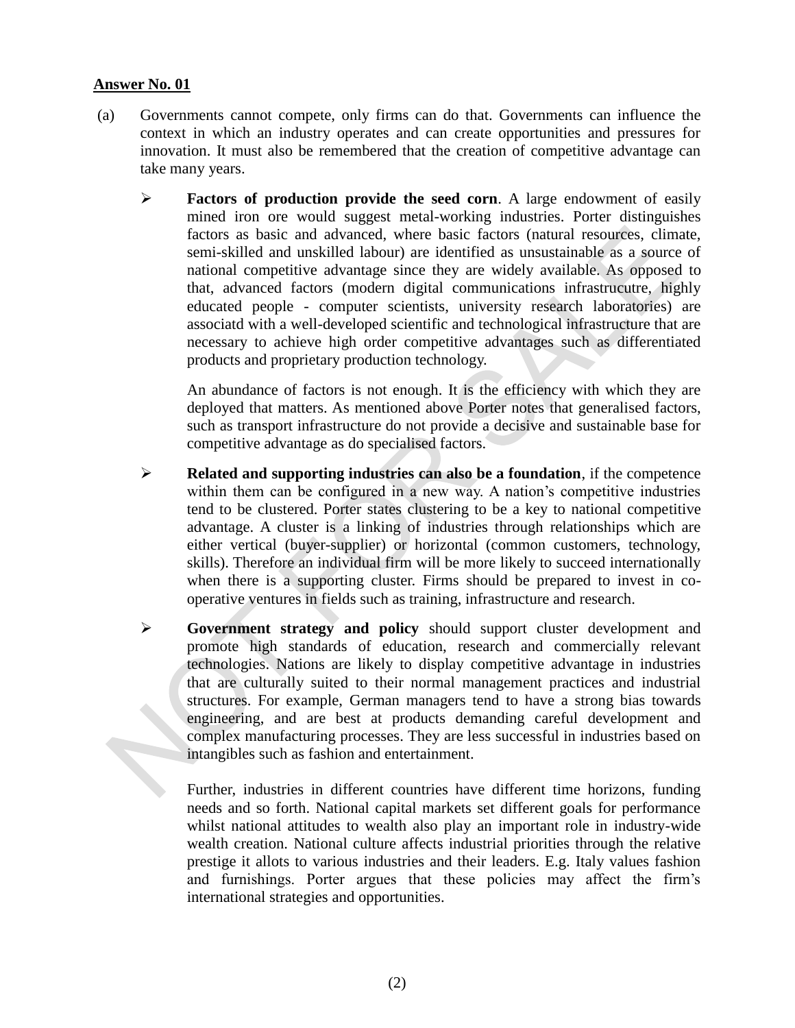**Answer No. 01**

(a) Governments cannot compete, only firms can do that. Governments can influence the context in which an industry operates and can create opportunities and pressures for innovation. It must also be remembered that the creation of competitive advantage can take many years.

- **Factors of production provide the seed corn**. A large endowment of easily mined iron ore would suggest metal-working industries. Porter distinguishes factors as basic and advanced, where basic factors (natural resources, climate, semi-skilled and unskilled labour) are identified as unsustainable as a source of national competitive advantage since they are widely available. As opposed to that, advanced factors (modern digital communications infrastrucutre, highly educated people - computer scientists, university research laboratories) are associatd with a well-developed scientific and technological infrastructure that are necessary to achieve high order competitive advantages such as differentiated products and proprietary production technology.

  An abundance of factors is not enough. It is the efficiency with which they are deployed that matters. As mentioned above Porter notes that generalised factors, such as transport infrastructure do not provide a decisive and sustainable base for competitive advantage as do specialised factors.

- **Related and supporting industries can also be a foundation**, if the competence within them can be configured in a new way. A nation's competitive industries tend to be clustered. Porter states clustering to be a key to national competitive advantage. A cluster is a linking of industries through relationships which are either vertical (buyer-supplier) or horizontal (common customers, technology, skills). Therefore an individual firm will be more likely to succeed internationally when there is a supporting cluster. Firms should be prepared to invest in co-operative ventures in fields such as training, infrastructure and research.

- **Government strategy and policy** should support cluster development and promote high standards of education, research and commercially relevant technologies. Nations are likely to display competitive advantage in industries that are culturally suited to their normal management practices and industrial structures. For example, German managers tend to have a strong bias towards engineering, and are best at products demanding careful development and complex manufacturing processes. They are less successful in industries based on intangibles such as fashion and entertainment.

  Further, industries in different countries have different time horizons, funding needs and so forth. National capital markets set different goals for performance whilst national attitudes to wealth also play an important role in industry-wide wealth creation. National culture affects industrial priorities through the relative prestige it allots to various industries and their leaders. E.g. Italy values fashion and furnishings. Porter argues that these policies may affect the firm's international strategies and opportunities.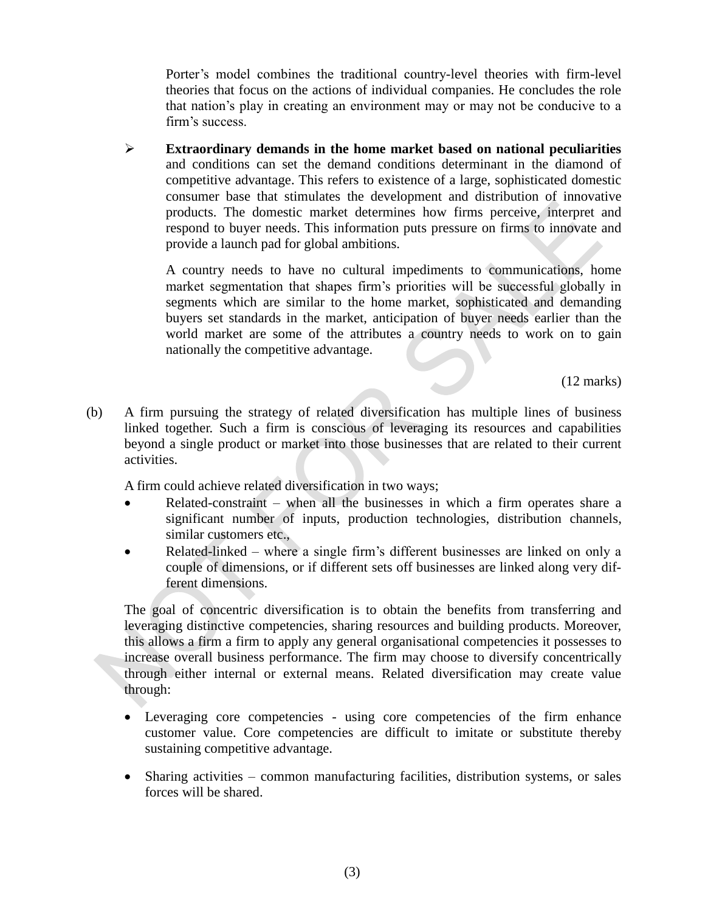Porter's model combines the traditional country-level theories with firm-level theories that focus on the actions of individual companies. He concludes the role that nation's play in creating an environment may or may not be conducive to a firm's success.

- **Extraordinary demands in the home market based on national peculiarities** and conditions can set the demand conditions determinant in the diamond of competitive advantage. This refers to existence of a large, sophisticated domestic consumer base that stimulates the development and distribution of innovative products. The domestic market determines how firms perceive, interpret and respond to buyer needs. This information puts pressure on firms to innovate and provide a launch pad for global ambitions.

  A country needs to have no cultural impediments to communications, home market segmentation that shapes firm's priorities will be successful globally in segments which are similar to the home market, sophisticated and demanding buyers set standards in the market, anticipation of buyer needs earlier than the world market are some of the attributes a country needs to work on to gain nationally the competitive advantage.

(12 marks)

(b) A firm pursuing the strategy of related diversification has multiple lines of business linked together. Such a firm is conscious of leveraging its resources and capabilities beyond a single product or market into those businesses that are related to their current activities.

A firm could achieve related diversification in two ways;

- Related-constraint – when all the businesses in which a firm operates share a significant number of inputs, production technologies, distribution channels, similar customers etc.,
- Related-linked – where a single firm's different businesses are linked on only a couple of dimensions, or if different sets off businesses are linked along very different dimensions.

The goal of concentric diversification is to obtain the benefits from transferring and leveraging distinctive competencies, sharing resources and building products. Moreover, this allows a firm a firm to apply any general organisational competencies it possesses to increase overall business performance. The firm may choose to diversify concentrically through either internal or external means. Related diversification may create value through:

- Leveraging core competencies - using core competencies of the firm enhance customer value. Core competencies are difficult to imitate or substitute thereby sustaining competitive advantage.

- Sharing activities – common manufacturing facilities, distribution systems, or sales forces will be shared.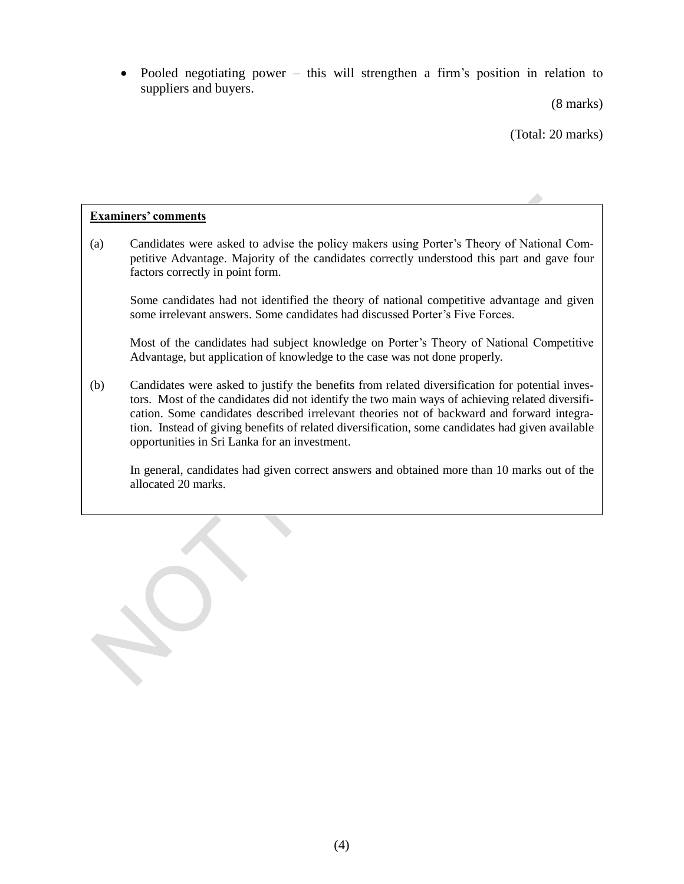- Pooled negotiating power – this will strengthen a firm's position in relation to suppliers and buyers.

(8 marks)

(Total: 20 marks)

**Examiners' comments**

(a) Candidates were asked to advise the policy makers using Porter's Theory of National Competitive Advantage. Majority of the candidates correctly understood this part and gave four factors correctly in point form.

Some candidates had not identified the theory of national competitive advantage and given some irrelevant answers. Some candidates had discussed Porter's Five Forces.

Most of the candidates had subject knowledge on Porter's Theory of National Competitive Advantage, but application of knowledge to the case was not done properly.

(b) Candidates were asked to justify the benefits from related diversification for potential investors. Most of the candidates did not identify the two main ways of achieving related diversification. Some candidates described irrelevant theories not of backward and forward integration. Instead of giving benefits of related diversification, some candidates had given available opportunities in Sri Lanka for an investment.

In general, candidates had given correct answers and obtained more than 10 marks out of the allocated 20 marks.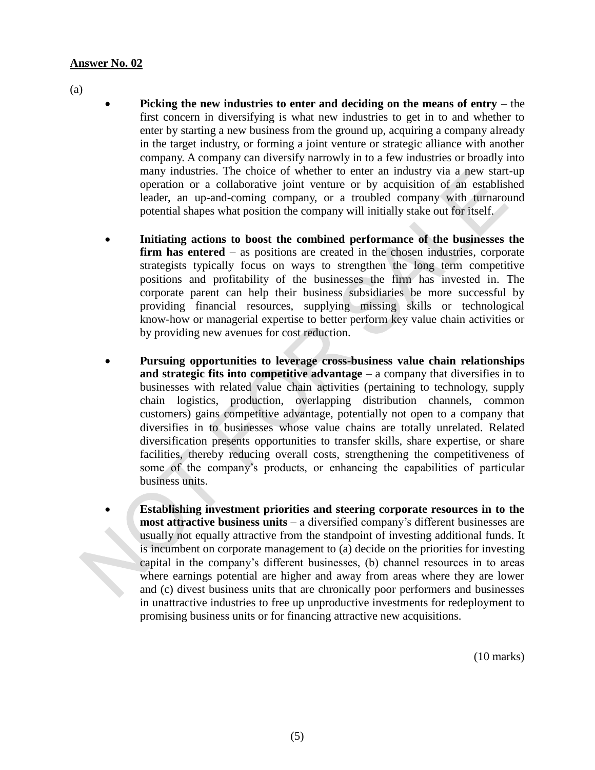**Answer No. 02**

(a)

- **Picking the new industries to enter and deciding on the means of entry** – the first concern in diversifying is what new industries to get in to and whether to enter by starting a new business from the ground up, acquiring a company already in the target industry, or forming a joint venture or strategic alliance with another company. A company can diversify narrowly in to a few industries or broadly into many industries. The choice of whether to enter an industry via a new start-up operation or a collaborative joint venture or by acquisition of an established leader, an up-and-coming company, or a troubled company with turnaround potential shapes what position the company will initially stake out for itself.

- **Initiating actions to boost the combined performance of the businesses the firm has entered** – as positions are created in the chosen industries, corporate strategists typically focus on ways to strengthen the long term competitive positions and profitability of the businesses the firm has invested in. The corporate parent can help their business subsidiaries be more successful by providing financial resources, supplying missing skills or technological know-how or managerial expertise to better perform key value chain activities or by providing new avenues for cost reduction.

- **Pursuing opportunities to leverage cross-business value chain relationships and strategic fits into competitive advantage** – a company that diversifies in to businesses with related value chain activities (pertaining to technology, supply chain logistics, production, overlapping distribution channels, common customers) gains competitive advantage, potentially not open to a company that diversifies in to businesses whose value chains are totally unrelated. Related diversification presents opportunities to transfer skills, share expertise, or share facilities, thereby reducing overall costs, strengthening the competitiveness of some of the company's products, or enhancing the capabilities of particular business units.

- **Establishing investment priorities and steering corporate resources in to the most attractive business units** – a diversified company's different businesses are usually not equally attractive from the standpoint of investing additional funds. It is incumbent on corporate management to (a) decide on the priorities for investing capital in the company's different businesses, (b) channel resources in to areas where earnings potential are higher and away from areas where they are lower and (c) divest business units that are chronically poor performers and businesses in unattractive industries to free up unproductive investments for redeployment to promising business units or for financing attractive new acquisitions.

(10 marks)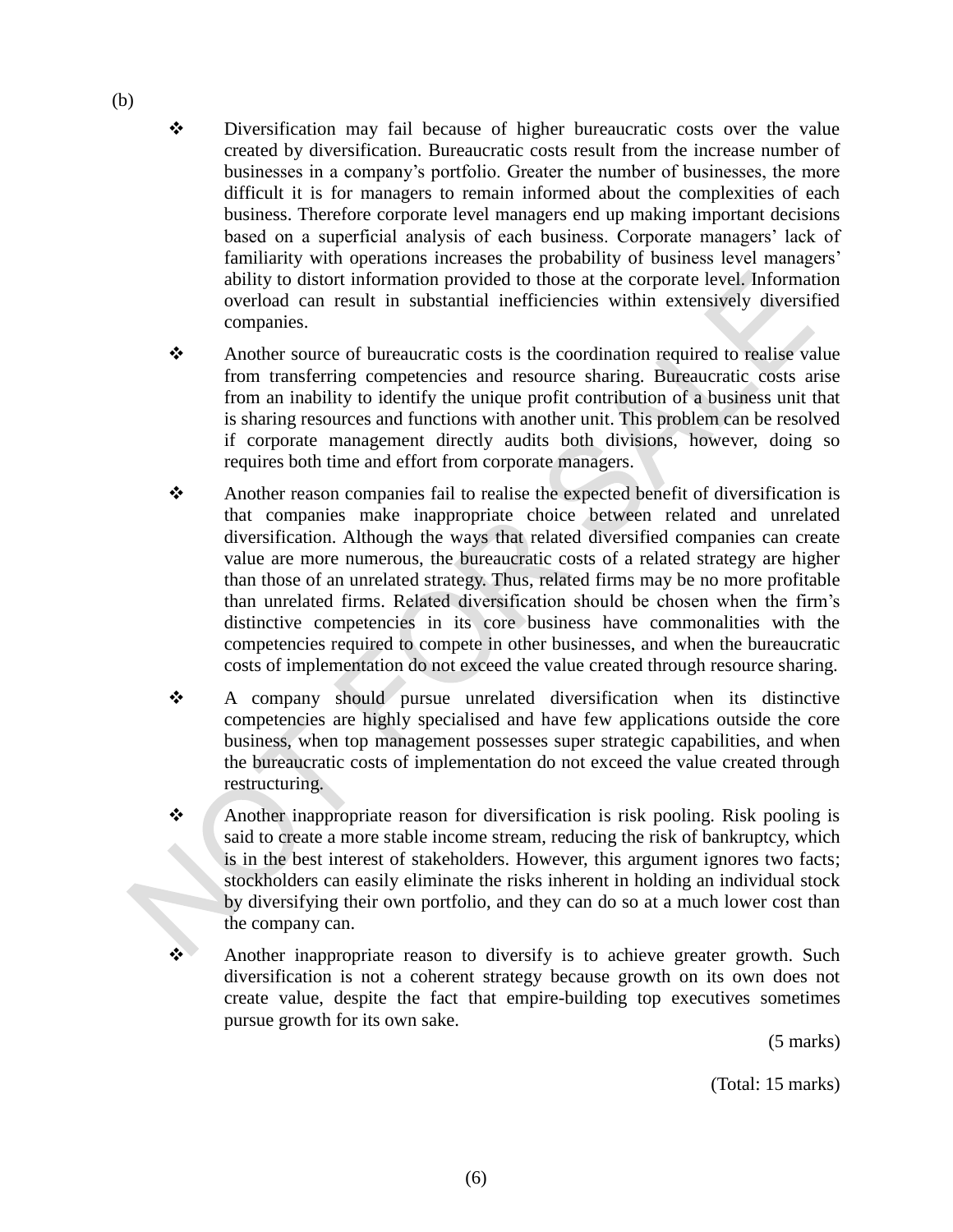(b)

- Diversification may fail because of higher bureaucratic costs over the value created by diversification. Bureaucratic costs result from the increase number of businesses in a company's portfolio. Greater the number of businesses, the more difficult it is for managers to remain informed about the complexities of each business. Therefore corporate level managers end up making important decisions based on a superficial analysis of each business. Corporate managers' lack of familiarity with operations increases the probability of business level managers' ability to distort information provided to those at the corporate level. Information overload can result in substantial inefficiencies within extensively diversified companies.

- Another source of bureaucratic costs is the coordination required to realise value from transferring competencies and resource sharing. Bureaucratic costs arise from an inability to identify the unique profit contribution of a business unit that is sharing resources and functions with another unit. This problem can be resolved if corporate management directly audits both divisions, however, doing so requires both time and effort from corporate managers.

- Another reason companies fail to realise the expected benefit of diversification is that companies make inappropriate choice between related and unrelated diversification. Although the ways that related diversified companies can create value are more numerous, the bureaucratic costs of a related strategy are higher than those of an unrelated strategy. Thus, related firms may be no more profitable than unrelated firms. Related diversification should be chosen when the firm's distinctive competencies in its core business have commonalities with the competencies required to compete in other businesses, and when the bureaucratic costs of implementation do not exceed the value created through resource sharing.

- A company should pursue unrelated diversification when its distinctive competencies are highly specialised and have few applications outside the core business, when top management possesses super strategic capabilities, and when the bureaucratic costs of implementation do not exceed the value created through restructuring.

- Another inappropriate reason for diversification is risk pooling. Risk pooling is said to create a more stable income stream, reducing the risk of bankruptcy, which is in the best interest of stakeholders. However, this argument ignores two facts; stockholders can easily eliminate the risks inherent in holding an individual stock by diversifying their own portfolio, and they can do so at a much lower cost than the company can.

- Another inappropriate reason to diversify is to achieve greater growth. Such diversification is not a coherent strategy because growth on its own does not create value, despite the fact that empire-building top executives sometimes pursue growth for its own sake.

(5 marks)

(Total: 15 marks)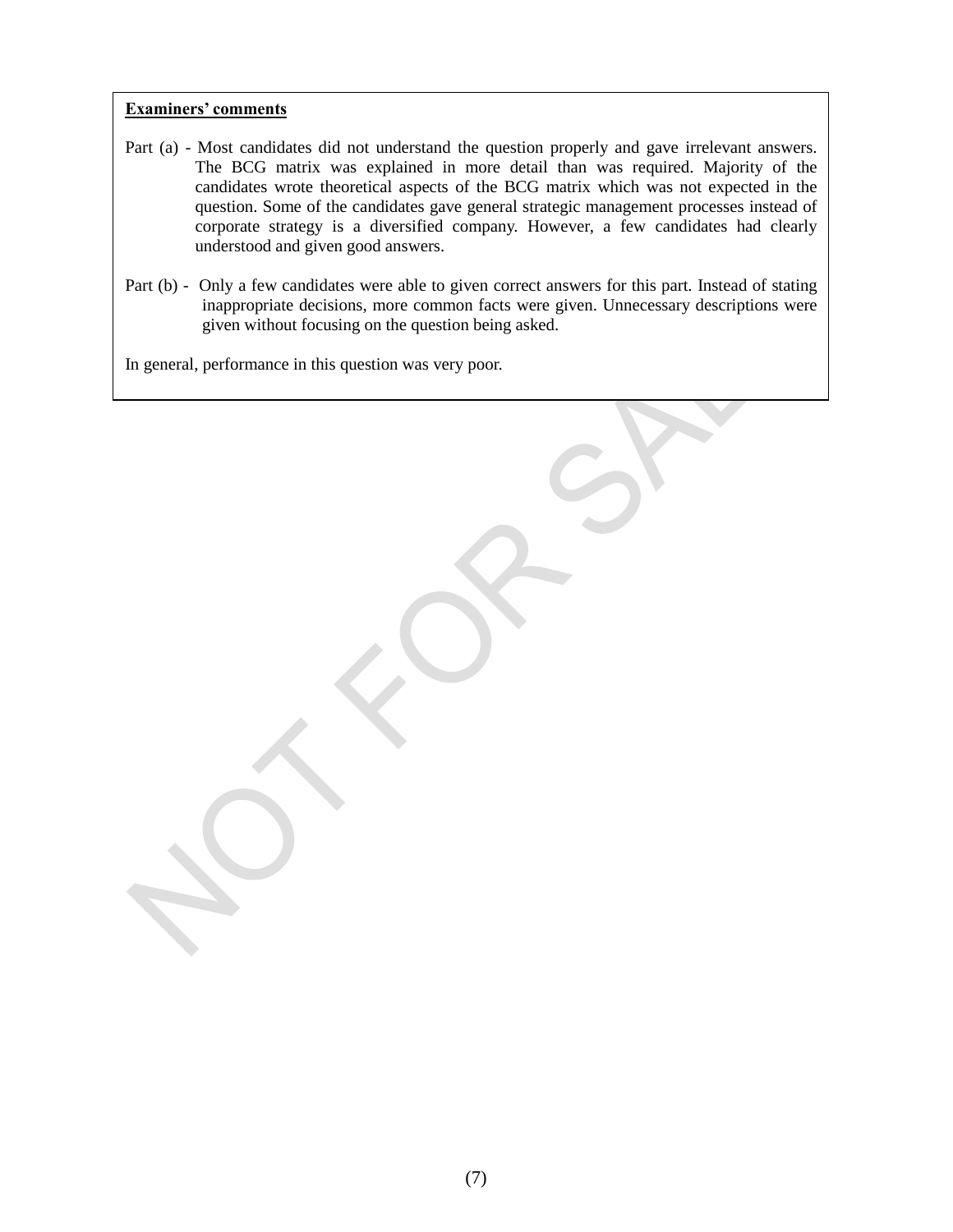**Examiners' comments**

Part (a) - Most candidates did not understand the question properly and gave irrelevant answers. The BCG matrix was explained in more detail than was required. Majority of the candidates wrote theoretical aspects of the BCG matrix which was not expected in the question. Some of the candidates gave general strategic management processes instead of corporate strategy is a diversified company. However, a few candidates had clearly understood and given good answers.

Part (b) - Only a few candidates were able to given correct answers for this part. Instead of stating inappropriate decisions, more common facts were given. Unnecessary descriptions were given without focusing on the question being asked.

In general, performance in this question was very poor.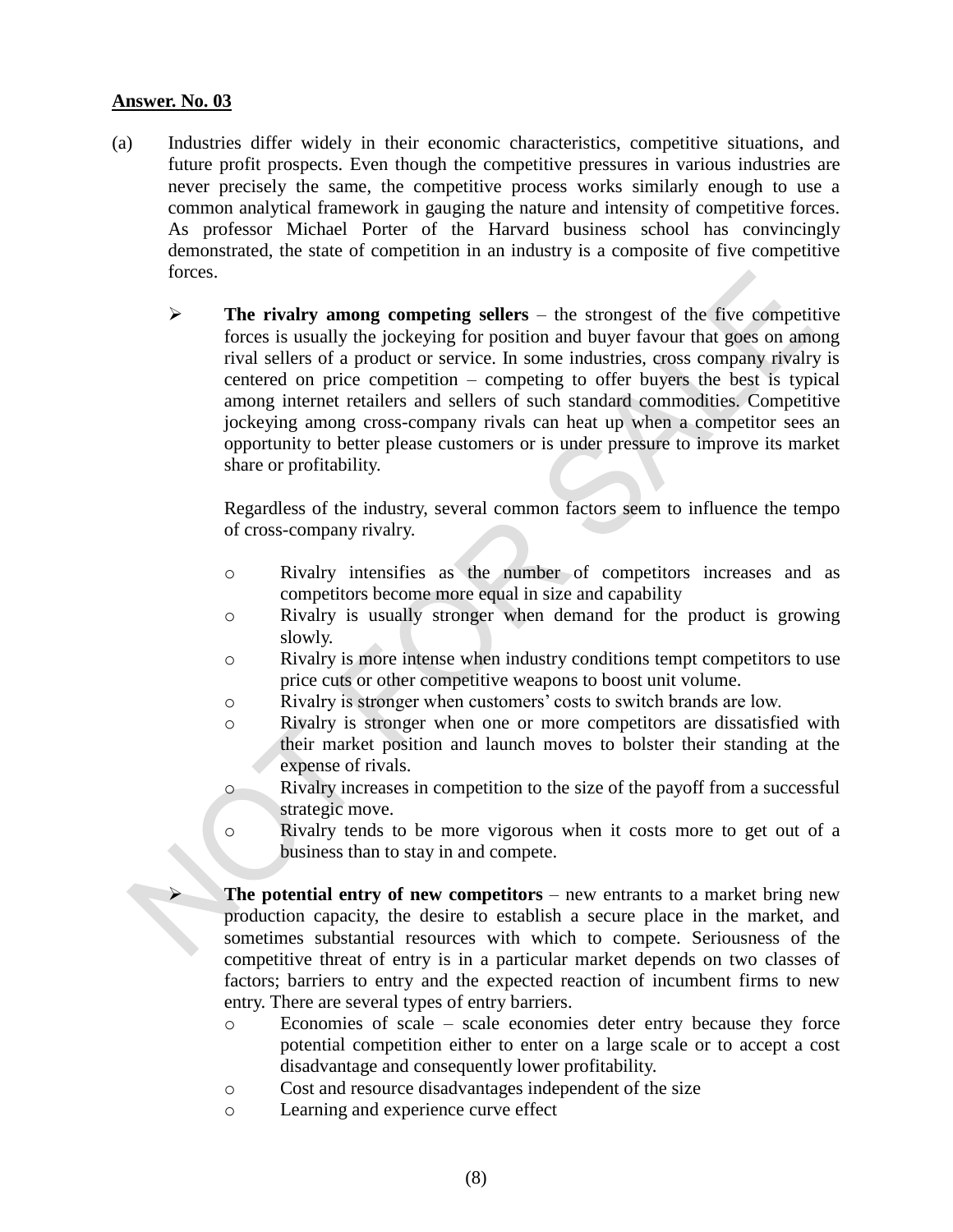**Answer. No. 03**

(a) Industries differ widely in their economic characteristics, competitive situations, and future profit prospects. Even though the competitive pressures in various industries are never precisely the same, the competitive process works similarly enough to use a common analytical framework in gauging the nature and intensity of competitive forces. As professor Michael Porter of the Harvard business school has convincingly demonstrated, the state of competition in an industry is a composite of five competitive forces.

- **The rivalry among competing sellers** – the strongest of the five competitive forces is usually the jockeying for position and buyer favour that goes on among rival sellers of a product or service. In some industries, cross company rivalry is centered on price competition – competing to offer buyers the best is typical among internet retailers and sellers of such standard commodities. Competitive jockeying among cross-company rivals can heat up when a competitor sees an opportunity to better please customers or is under pressure to improve its market share or profitability.

  Regardless of the industry, several common factors seem to influence the tempo of cross-company rivalry.

  - Rivalry intensifies as the number of competitors increases and as competitors become more equal in size and capability
  - Rivalry is usually stronger when demand for the product is growing slowly.
  - Rivalry is more intense when industry conditions tempt competitors to use price cuts or other competitive weapons to boost unit volume.
  - Rivalry is stronger when customers' costs to switch brands are low.
  - Rivalry is stronger when one or more competitors are dissatisfied with their market position and launch moves to bolster their standing at the expense of rivals.
  - Rivalry increases in competition to the size of the payoff from a successful strategic move.
  - Rivalry tends to be more vigorous when it costs more to get out of a business than to stay in and compete.

- **The potential entry of new competitors** – new entrants to a market bring new production capacity, the desire to establish a secure place in the market, and sometimes substantial resources with which to compete. Seriousness of the competitive threat of entry is in a particular market depends on two classes of factors; barriers to entry and the expected reaction of incumbent firms to new entry. There are several types of entry barriers.
  - Economies of scale – scale economies deter entry because they force potential competition either to enter on a large scale or to accept a cost disadvantage and consequently lower profitability.
  - Cost and resource disadvantages independent of the size
  - Learning and experience curve effect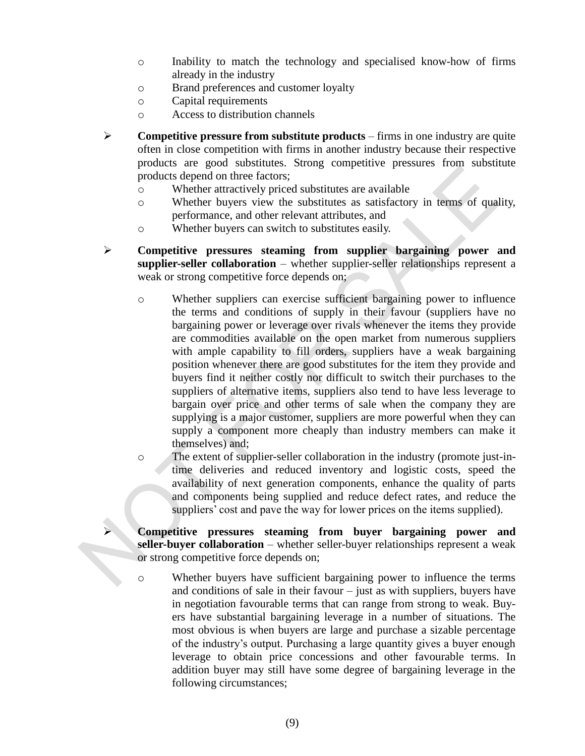- Inability to match the technology and specialised know-how of firms already in the industry
- Brand preferences and customer loyalty
- Capital requirements
- Access to distribution channels

- **Competitive pressure from substitute products** – firms in one industry are quite often in close competition with firms in another industry because their respective products are good substitutes. Strong competitive pressures from substitute products depend on three factors;
  - Whether attractively priced substitutes are available
  - Whether buyers view the substitutes as satisfactory in terms of quality, performance, and other relevant attributes, and
  - Whether buyers can switch to substitutes easily.

- **Competitive pressures steaming from supplier bargaining power and supplier-seller collaboration** – whether supplier-seller relationships represent a weak or strong competitive force depends on;

  - Whether suppliers can exercise sufficient bargaining power to influence the terms and conditions of supply in their favour (suppliers have no bargaining power or leverage over rivals whenever the items they provide are commodities available on the open market from numerous suppliers with ample capability to fill orders, suppliers have a weak bargaining position whenever there are good substitutes for the item they provide and buyers find it neither costly nor difficult to switch their purchases to the suppliers of alternative items, suppliers also tend to have less leverage to bargain over price and other terms of sale when the company they are supplying is a major customer, suppliers are more powerful when they can supply a component more cheaply than industry members can make it themselves) and;
  - The extent of supplier-seller collaboration in the industry (promote just-in-time deliveries and reduced inventory and logistic costs, speed the availability of next generation components, enhance the quality of parts and components being supplied and reduce defect rates, and reduce the suppliers' cost and pave the way for lower prices on the items supplied).

- **Competitive pressures steaming from buyer bargaining power and seller-buyer collaboration** – whether seller-buyer relationships represent a weak or strong competitive force depends on;

  - Whether buyers have sufficient bargaining power to influence the terms and conditions of sale in their favour – just as with suppliers, buyers have in negotiation favourable terms that can range from strong to weak. Buyers have substantial bargaining leverage in a number of situations. The most obvious is when buyers are large and purchase a sizable percentage of the industry's output. Purchasing a large quantity gives a buyer enough leverage to obtain price concessions and other favourable terms. In addition buyer may still have some degree of bargaining leverage in the following circumstances;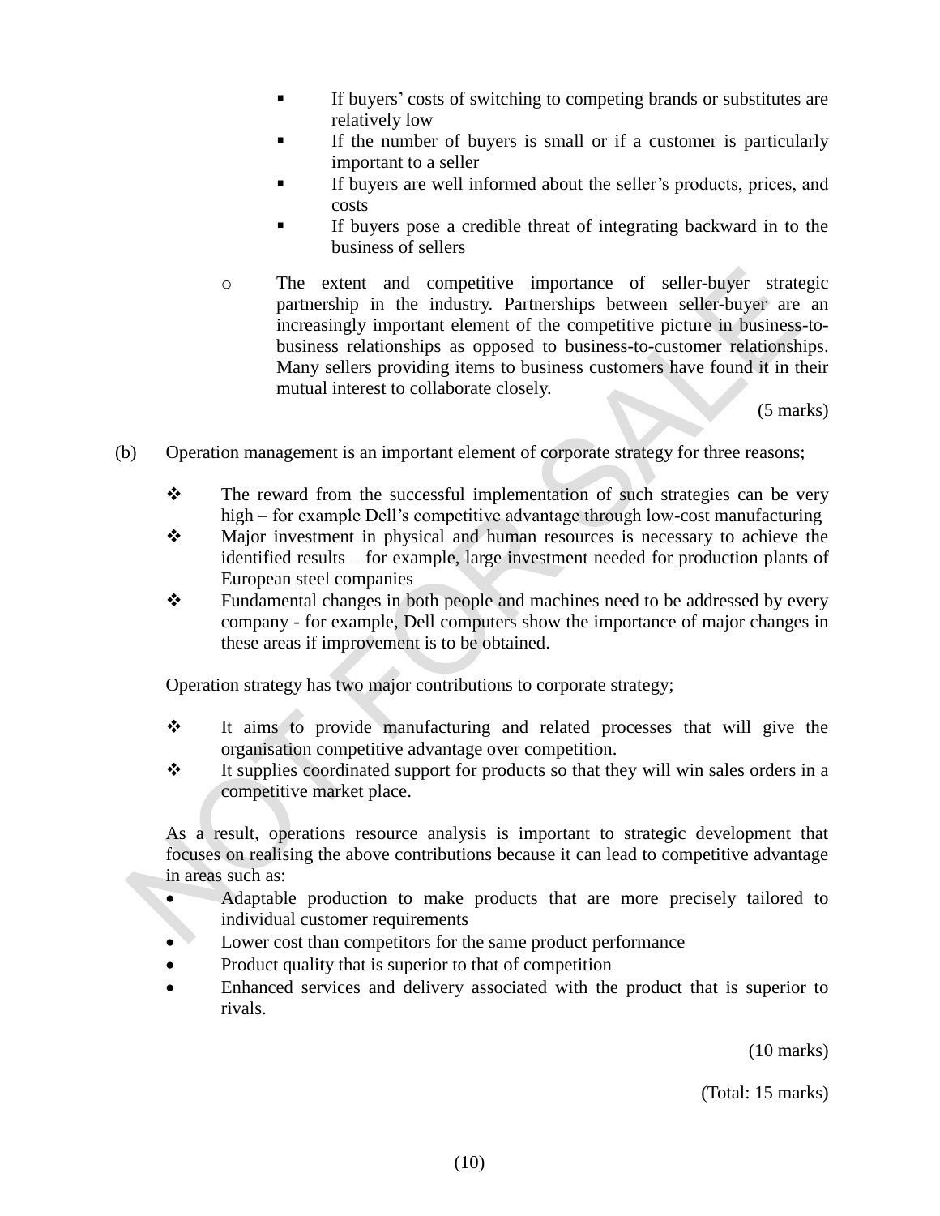- If buyers' costs of switching to competing brands or substitutes are relatively low
    - If the number of buyers is small or if a customer is particularly important to a seller
    - If buyers are well informed about the seller's products, prices, and costs
    - If buyers pose a credible threat of integrating backward in to the business of sellers

- The extent and competitive importance of seller-buyer strategic partnership in the industry. Partnerships between seller-buyer are an increasingly important element of the competitive picture in business-to-business relationships as opposed to business-to-customer relationships. Many sellers providing items to business customers have found it in their mutual interest to collaborate closely.

(5 marks)

(b) Operation management is an important element of corporate strategy for three reasons;

- The reward from the successful implementation of such strategies can be very high – for example Dell's competitive advantage through low-cost manufacturing
- Major investment in physical and human resources is necessary to achieve the identified results – for example, large investment needed for production plants of European steel companies
- Fundamental changes in both people and machines need to be addressed by every company - for example, Dell computers show the importance of major changes in these areas if improvement is to be obtained.

Operation strategy has two major contributions to corporate strategy;

- It aims to provide manufacturing and related processes that will give the organisation competitive advantage over competition.
- It supplies coordinated support for products so that they will win sales orders in a competitive market place.

As a result, operations resource analysis is important to strategic development that focuses on realising the above contributions because it can lead to competitive advantage in areas such as:

- Adaptable production to make products that are more precisely tailored to individual customer requirements
- Lower cost than competitors for the same product performance
- Product quality that is superior to that of competition
- Enhanced services and delivery associated with the product that is superior to rivals.

(10 marks)

(Total: 15 marks)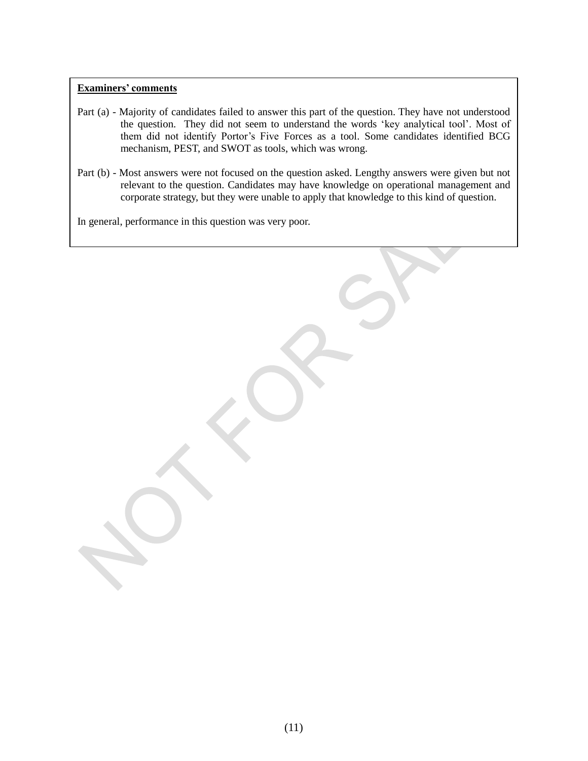**Examiners' comments**

Part (a) - Majority of candidates failed to answer this part of the question. They have not understood the question. They did not seem to understand the words 'key analytical tool'. Most of them did not identify Portor's Five Forces as a tool. Some candidates identified BCG mechanism, PEST, and SWOT as tools, which was wrong.

Part (b) - Most answers were not focused on the question asked. Lengthy answers were given but not relevant to the question. Candidates may have knowledge on operational management and corporate strategy, but they were unable to apply that knowledge to this kind of question.

In general, performance in this question was very poor.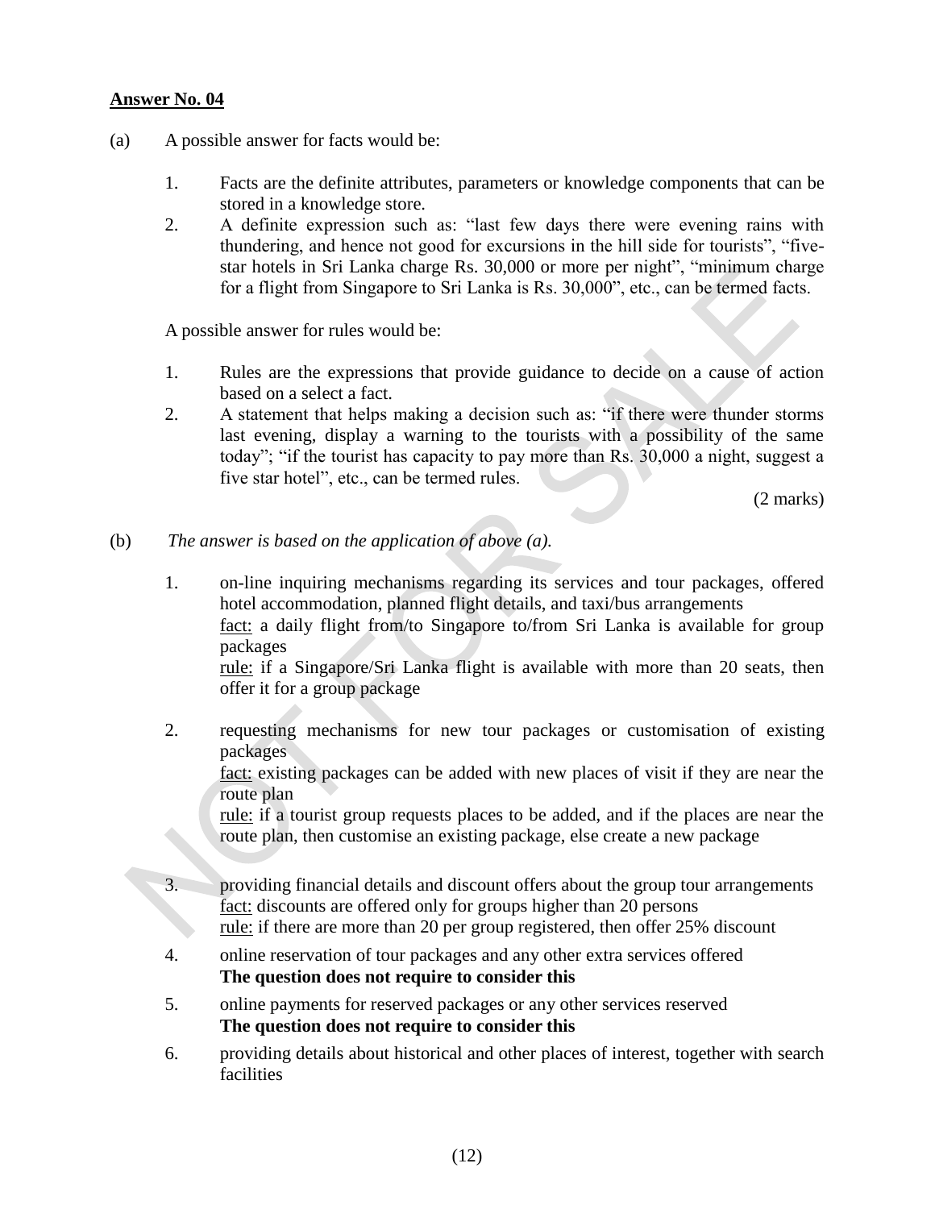**Answer No. 04**

(a) A possible answer for facts would be:

1. Facts are the definite attributes, parameters or knowledge components that can be stored in a knowledge store.
2. A definite expression such as: "last few days there were evening rains with thundering, and hence not good for excursions in the hill side for tourists", "five-star hotels in Sri Lanka charge Rs. 30,000 or more per night", "minimum charge for a flight from Singapore to Sri Lanka is Rs. 30,000", etc., can be termed facts.

A possible answer for rules would be:

1. Rules are the expressions that provide guidance to decide on a cause of action based on a select a fact.
2. A statement that helps making a decision such as: "if there were thunder storms last evening, display a warning to the tourists with a possibility of the same today"; "if the tourist has capacity to pay more than Rs. 30,000 a night, suggest a five star hotel", etc., can be termed rules.

(2 marks)

(b) *The answer is based on the application of above (a).*

1. on-line inquiring mechanisms regarding its services and tour packages, offered hotel accommodation, planned flight details, and taxi/bus arrangements
   fact: a daily flight from/to Singapore to/from Sri Lanka is available for group packages
   rule: if a Singapore/Sri Lanka flight is available with more than 20 seats, then offer it for a group package

2. requesting mechanisms for new tour packages or customisation of existing packages
   fact: existing packages can be added with new places of visit if they are near the route plan
   rule: if a tourist group requests places to be added, and if the places are near the route plan, then customise an existing package, else create a new package

3. providing financial details and discount offers about the group tour arrangements
   fact: discounts are offered only for groups higher than 20 persons
   rule: if there are more than 20 per group registered, then offer 25% discount

4. online reservation of tour packages and any other extra services offered
   **The question does not require to consider this**

5. online payments for reserved packages or any other services reserved
   **The question does not require to consider this**

6. providing details about historical and other places of interest, together with search facilities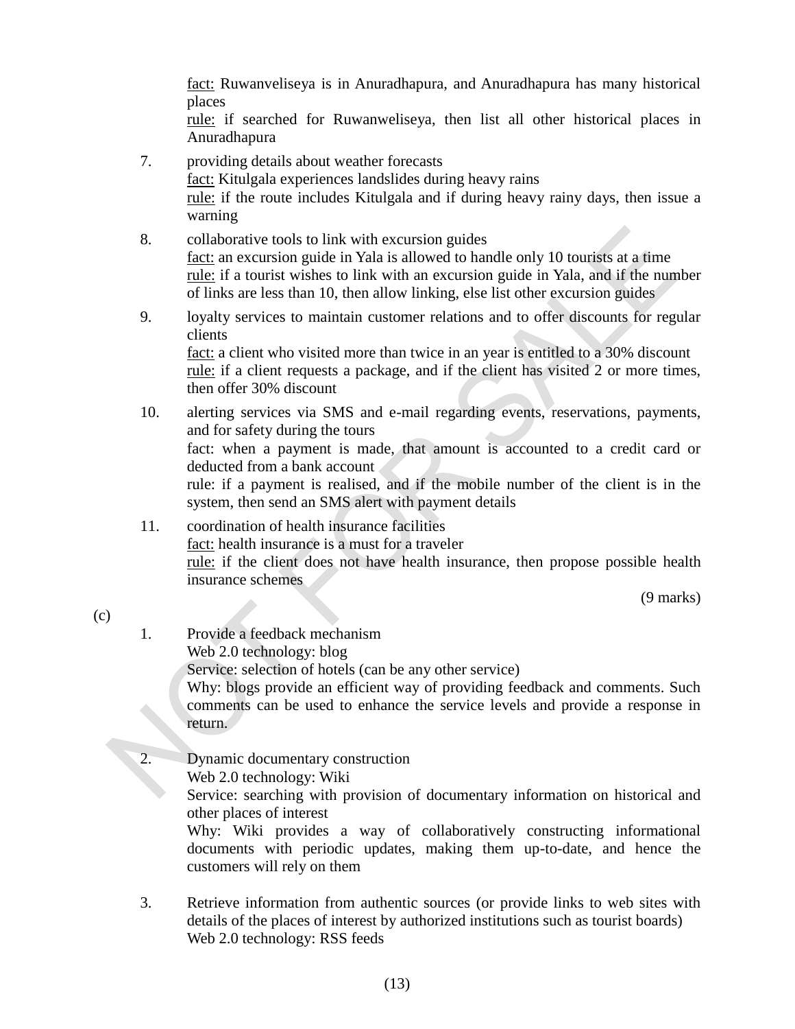fact: Ruwanveliseya is in Anuradhapura, and Anuradhapura has many historical places
rule: if searched for Ruwanweliseya, then list all other historical places in Anuradhapura

7. providing details about weather forecasts
   fact: Kitulgala experiences landslides during heavy rains
   rule: if the route includes Kitulgala and if during heavy rainy days, then issue a warning

8. collaborative tools to link with excursion guides
   fact: an excursion guide in Yala is allowed to handle only 10 tourists at a time
   rule: if a tourist wishes to link with an excursion guide in Yala, and if the number of links are less than 10, then allow linking, else list other excursion guides

9. loyalty services to maintain customer relations and to offer discounts for regular clients
   fact: a client who visited more than twice in an year is entitled to a 30% discount
   rule: if a client requests a package, and if the client has visited 2 or more times, then offer 30% discount

10. alerting services via SMS and e-mail regarding events, reservations, payments, and for safety during the tours
    fact: when a payment is made, that amount is accounted to a credit card or deducted from a bank account
    rule: if a payment is realised, and if the mobile number of the client is in the system, then send an SMS alert with payment details

11. coordination of health insurance facilities
    fact: health insurance is a must for a traveler
    rule: if the client does not have health insurance, then propose possible health insurance schemes

(9 marks)

(c)

1. Provide a feedback mechanism
   Web 2.0 technology: blog
   Service: selection of hotels (can be any other service)
   Why: blogs provide an efficient way of providing feedback and comments. Such comments can be used to enhance the service levels and provide a response in return.

2. Dynamic documentary construction
   Web 2.0 technology: Wiki
   Service: searching with provision of documentary information on historical and other places of interest
   Why: Wiki provides a way of collaboratively constructing informational documents with periodic updates, making them up-to-date, and hence the customers will rely on them

3. Retrieve information from authentic sources (or provide links to web sites with details of the places of interest by authorized institutions such as tourist boards)
   Web 2.0 technology: RSS feeds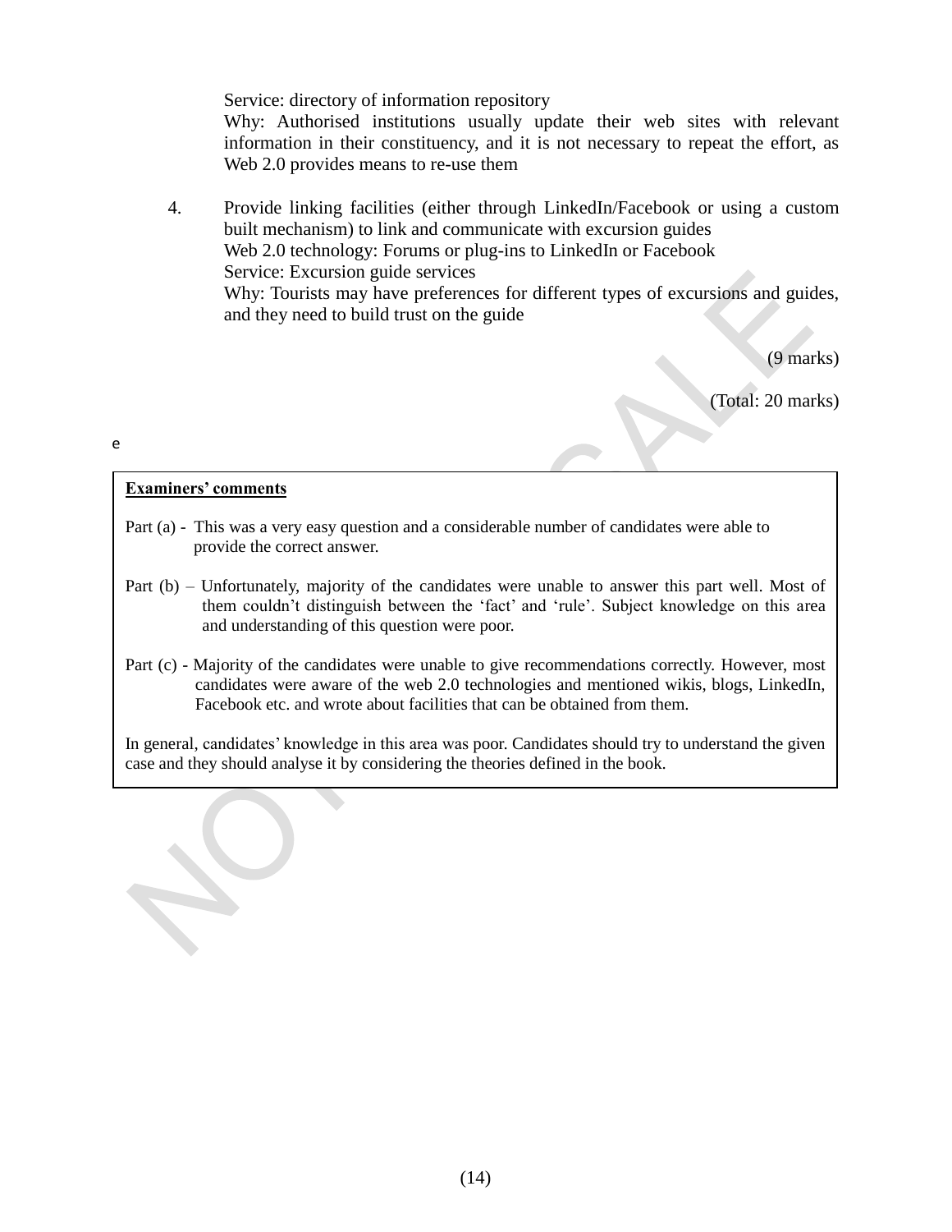Service: directory of information repository
Why: Authorised institutions usually update their web sites with relevant information in their constituency, and it is not necessary to repeat the effort, as Web 2.0 provides means to re-use them

4. Provide linking facilities (either through LinkedIn/Facebook or using a custom built mechanism) to link and communicate with excursion guides
   Web 2.0 technology: Forums or plug-ins to LinkedIn or Facebook
   Service: Excursion guide services
   Why: Tourists may have preferences for different types of excursions and guides, and they need to build trust on the guide

(9 marks)

(Total: 20 marks)

e

**Examiners' comments**

Part (a) - This was a very easy question and a considerable number of candidates were able to provide the correct answer.

Part (b) – Unfortunately, majority of the candidates were unable to answer this part well. Most of them couldn't distinguish between the 'fact' and 'rule'. Subject knowledge on this area and understanding of this question were poor.

Part (c) - Majority of the candidates were unable to give recommendations correctly. However, most candidates were aware of the web 2.0 technologies and mentioned wikis, blogs, LinkedIn, Facebook etc. and wrote about facilities that can be obtained from them.

In general, candidates' knowledge in this area was poor. Candidates should try to understand the given case and they should analyse it by considering the theories defined in the book.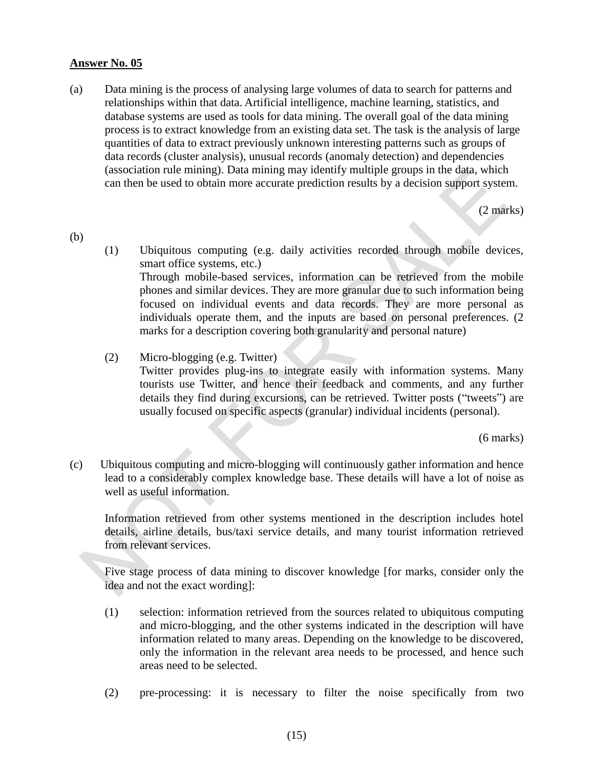**Answer No. 05**

(a) Data mining is the process of analysing large volumes of data to search for patterns and relationships within that data. Artificial intelligence, machine learning, statistics, and database systems are used as tools for data mining. The overall goal of the data mining process is to extract knowledge from an existing data set. The task is the analysis of large quantities of data to extract previously unknown interesting patterns such as groups of data records (cluster analysis), unusual records (anomaly detection) and dependencies (association rule mining). Data mining may identify multiple groups in the data, which can then be used to obtain more accurate prediction results by a decision support system.

(2 marks)

(b)

(1) Ubiquitous computing (e.g. daily activities recorded through mobile devices, smart office systems, etc.)
Through mobile-based services, information can be retrieved from the mobile phones and similar devices. They are more granular due to such information being focused on individual events and data records. They are more personal as individuals operate them, and the inputs are based on personal preferences. (2 marks for a description covering both granularity and personal nature)

(2) Micro-blogging (e.g. Twitter)
Twitter provides plug-ins to integrate easily with information systems. Many tourists use Twitter, and hence their feedback and comments, and any further details they find during excursions, can be retrieved. Twitter posts ("tweets") are usually focused on specific aspects (granular) individual incidents (personal).

(6 marks)

(c) Ubiquitous computing and micro-blogging will continuously gather information and hence lead to a considerably complex knowledge base. These details will have a lot of noise as well as useful information.

Information retrieved from other systems mentioned in the description includes hotel details, airline details, bus/taxi service details, and many tourist information retrieved from relevant services.

Five stage process of data mining to discover knowledge [for marks, consider only the idea and not the exact wording]:

(1) selection: information retrieved from the sources related to ubiquitous computing and micro-blogging, and the other systems indicated in the description will have information related to many areas. Depending on the knowledge to be discovered, only the information in the relevant area needs to be processed, and hence such areas need to be selected.

(2) pre-processing: it is necessary to filter the noise specifically from two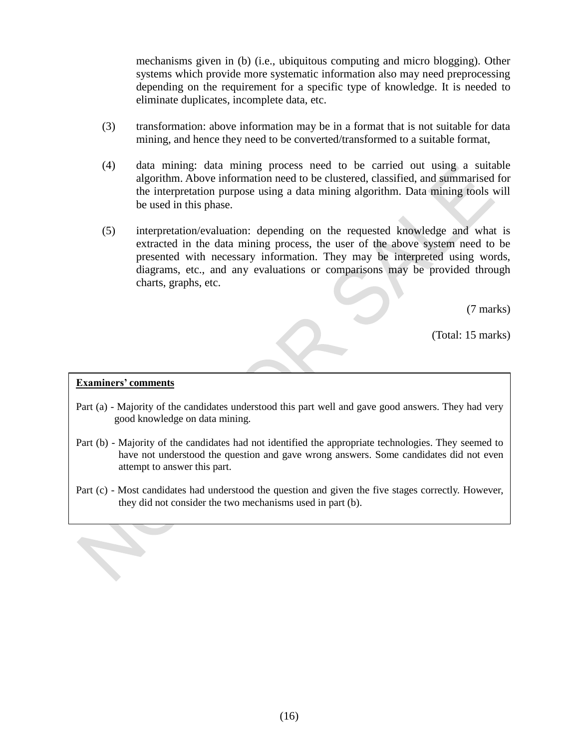mechanisms given in (b) (i.e., ubiquitous computing and micro blogging). Other systems which provide more systematic information also may need preprocessing depending on the requirement for a specific type of knowledge. It is needed to eliminate duplicates, incomplete data, etc.

(3) transformation: above information may be in a format that is not suitable for data mining, and hence they need to be converted/transformed to a suitable format,

(4) data mining: data mining process need to be carried out using a suitable algorithm. Above information need to be clustered, classified, and summarised for the interpretation purpose using a data mining algorithm. Data mining tools will be used in this phase.

(5) interpretation/evaluation: depending on the requested knowledge and what is extracted in the data mining process, the user of the above system need to be presented with necessary information. They may be interpreted using words, diagrams, etc., and any evaluations or comparisons may be provided through charts, graphs, etc.

(7 marks)

(Total: 15 marks)

**Examiners' comments**

Part (a) - Majority of the candidates understood this part well and gave good answers. They had very good knowledge on data mining.

Part (b) - Majority of the candidates had not identified the appropriate technologies. They seemed to have not understood the question and gave wrong answers. Some candidates did not even attempt to answer this part.

Part (c) - Most candidates had understood the question and given the five stages correctly. However, they did not consider the two mechanisms used in part (b).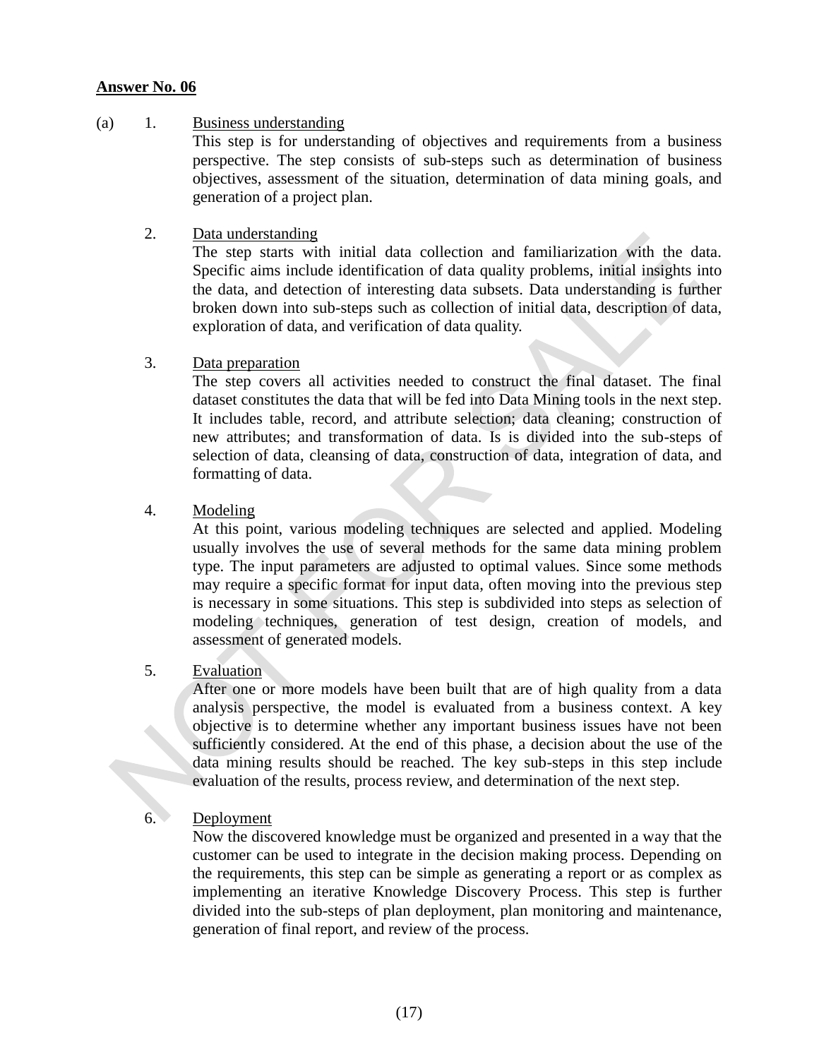**Answer No. 06**

(a)

1. Business understanding

   This step is for understanding of objectives and requirements from a business perspective. The step consists of sub-steps such as determination of business objectives, assessment of the situation, determination of data mining goals, and generation of a project plan.

2. Data understanding

   The step starts with initial data collection and familiarization with the data. Specific aims include identification of data quality problems, initial insights into the data, and detection of interesting data subsets. Data understanding is further broken down into sub-steps such as collection of initial data, description of data, exploration of data, and verification of data quality.

3. Data preparation

   The step covers all activities needed to construct the final dataset. The final dataset constitutes the data that will be fed into Data Mining tools in the next step. It includes table, record, and attribute selection; data cleaning; construction of new attributes; and transformation of data. Is is divided into the sub-steps of selection of data, cleansing of data, construction of data, integration of data, and formatting of data.

4. Modeling

   At this point, various modeling techniques are selected and applied. Modeling usually involves the use of several methods for the same data mining problem type. The input parameters are adjusted to optimal values. Since some methods may require a specific format for input data, often moving into the previous step is necessary in some situations. This step is subdivided into steps as selection of modeling techniques, generation of test design, creation of models, and assessment of generated models.

5. Evaluation

   After one or more models have been built that are of high quality from a data analysis perspective, the model is evaluated from a business context. A key objective is to determine whether any important business issues have not been sufficiently considered. At the end of this phase, a decision about the use of the data mining results should be reached. The key sub-steps in this step include evaluation of the results, process review, and determination of the next step.

6. Deployment

   Now the discovered knowledge must be organized and presented in a way that the customer can be used to integrate in the decision making process. Depending on the requirements, this step can be simple as generating a report or as complex as implementing an iterative Knowledge Discovery Process. This step is further divided into the sub-steps of plan deployment, plan monitoring and maintenance, generation of final report, and review of the process.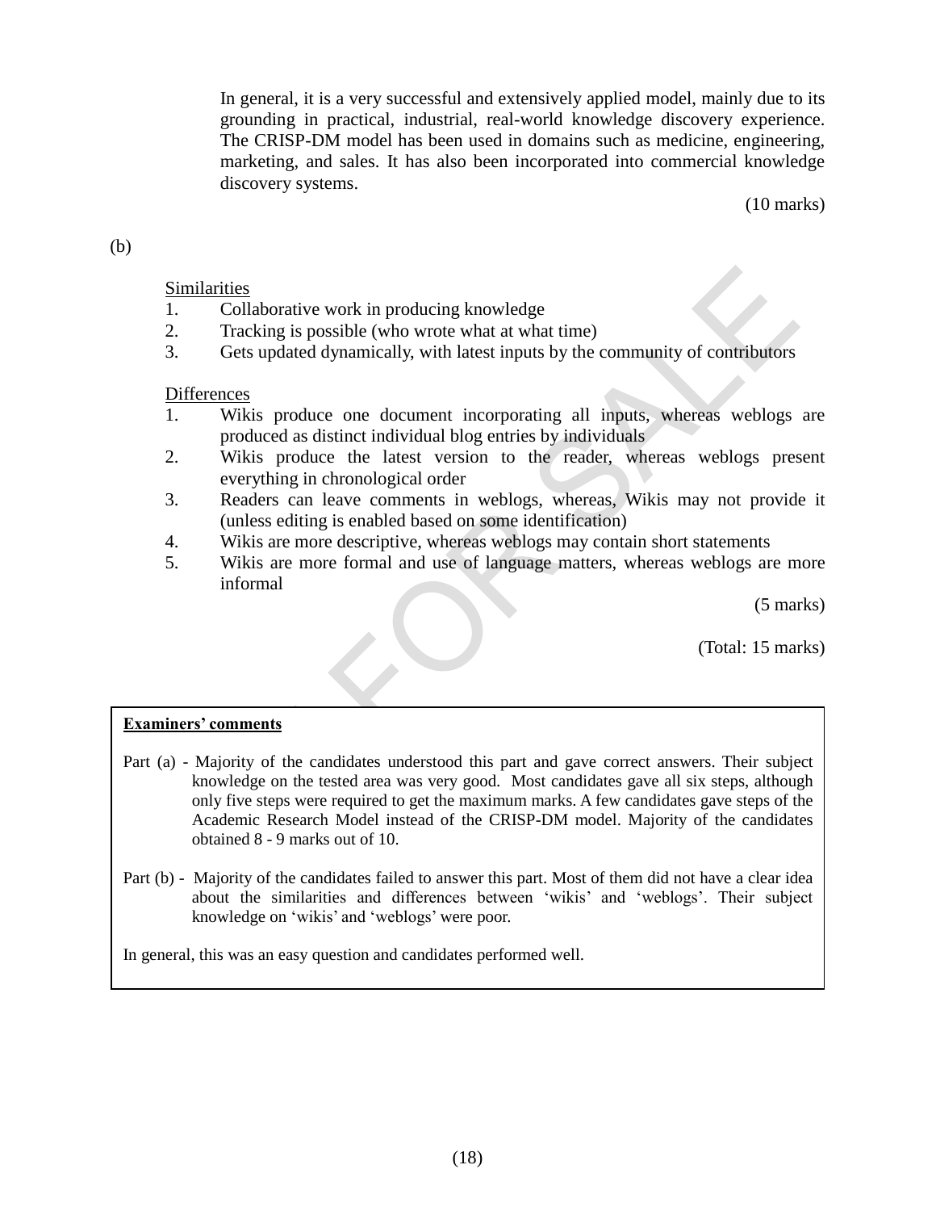In general, it is a very successful and extensively applied model, mainly due to its grounding in practical, industrial, real-world knowledge discovery experience. The CRISP-DM model has been used in domains such as medicine, engineering, marketing, and sales. It has also been incorporated into commercial knowledge discovery systems.

(10 marks)

(b)

Similarities

1. Collaborative work in producing knowledge
2. Tracking is possible (who wrote what at what time)
3. Gets updated dynamically, with latest inputs by the community of contributors

Differences

1. Wikis produce one document incorporating all inputs, whereas weblogs are produced as distinct individual blog entries by individuals
2. Wikis produce the latest version to the reader, whereas weblogs present everything in chronological order
3. Readers can leave comments in weblogs, whereas, Wikis may not provide it (unless editing is enabled based on some identification)
4. Wikis are more descriptive, whereas weblogs may contain short statements
5. Wikis are more formal and use of language matters, whereas weblogs are more informal

(5 marks)

(Total: 15 marks)

**Examiners' comments**

Part (a) - Majority of the candidates understood this part and gave correct answers. Their subject knowledge on the tested area was very good. Most candidates gave all six steps, although only five steps were required to get the maximum marks. A few candidates gave steps of the Academic Research Model instead of the CRISP-DM model. Majority of the candidates obtained 8 - 9 marks out of 10.

Part (b) - Majority of the candidates failed to answer this part. Most of them did not have a clear idea about the similarities and differences between 'wikis' and 'weblogs'. Their subject knowledge on 'wikis' and 'weblogs' were poor.

In general, this was an easy question and candidates performed well.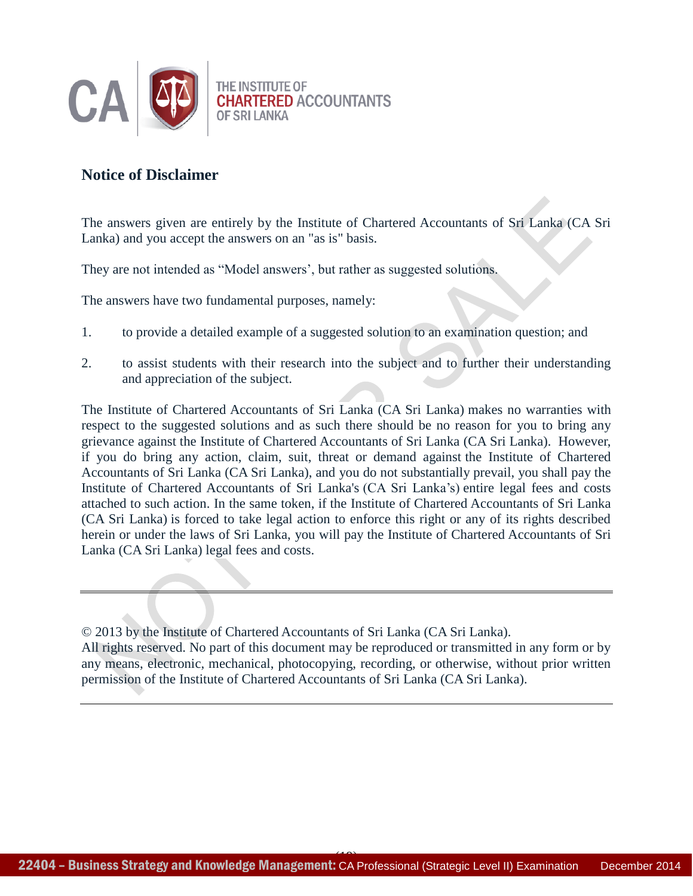THE INSTITUTE OF CHARTERED ACCOUNTANTS OF SRI LANKA

## Notice of Disclaimer

The answers given are entirely by the Institute of Chartered Accountants of Sri Lanka (CA Sri Lanka) and you accept the answers on an "as is" basis.

They are not intended as "Model answers', but rather as suggested solutions.

The answers have two fundamental purposes, namely:

1. to provide a detailed example of a suggested solution to an examination question; and

2. to assist students with their research into the subject and to further their understanding and appreciation of the subject.

The Institute of Chartered Accountants of Sri Lanka (CA Sri Lanka) makes no warranties with respect to the suggested solutions and as such there should be no reason for you to bring any grievance against the Institute of Chartered Accountants of Sri Lanka (CA Sri Lanka). However, if you do bring any action, claim, suit, threat or demand against the Institute of Chartered Accountants of Sri Lanka (CA Sri Lanka), and you do not substantially prevail, you shall pay the Institute of Chartered Accountants of Sri Lanka's (CA Sri Lanka's) entire legal fees and costs attached to such action. In the same token, if the Institute of Chartered Accountants of Sri Lanka (CA Sri Lanka) is forced to take legal action to enforce this right or any of its rights described herein or under the laws of Sri Lanka, you will pay the Institute of Chartered Accountants of Sri Lanka (CA Sri Lanka) legal fees and costs.

---

© 2013 by the Institute of Chartered Accountants of Sri Lanka (CA Sri Lanka).
All rights reserved. No part of this document may be reproduced or transmitted in any form or by any means, electronic, mechanical, photocopying, recording, or otherwise, without prior written permission of the Institute of Chartered Accountants of Sri Lanka (CA Sri Lanka).

---